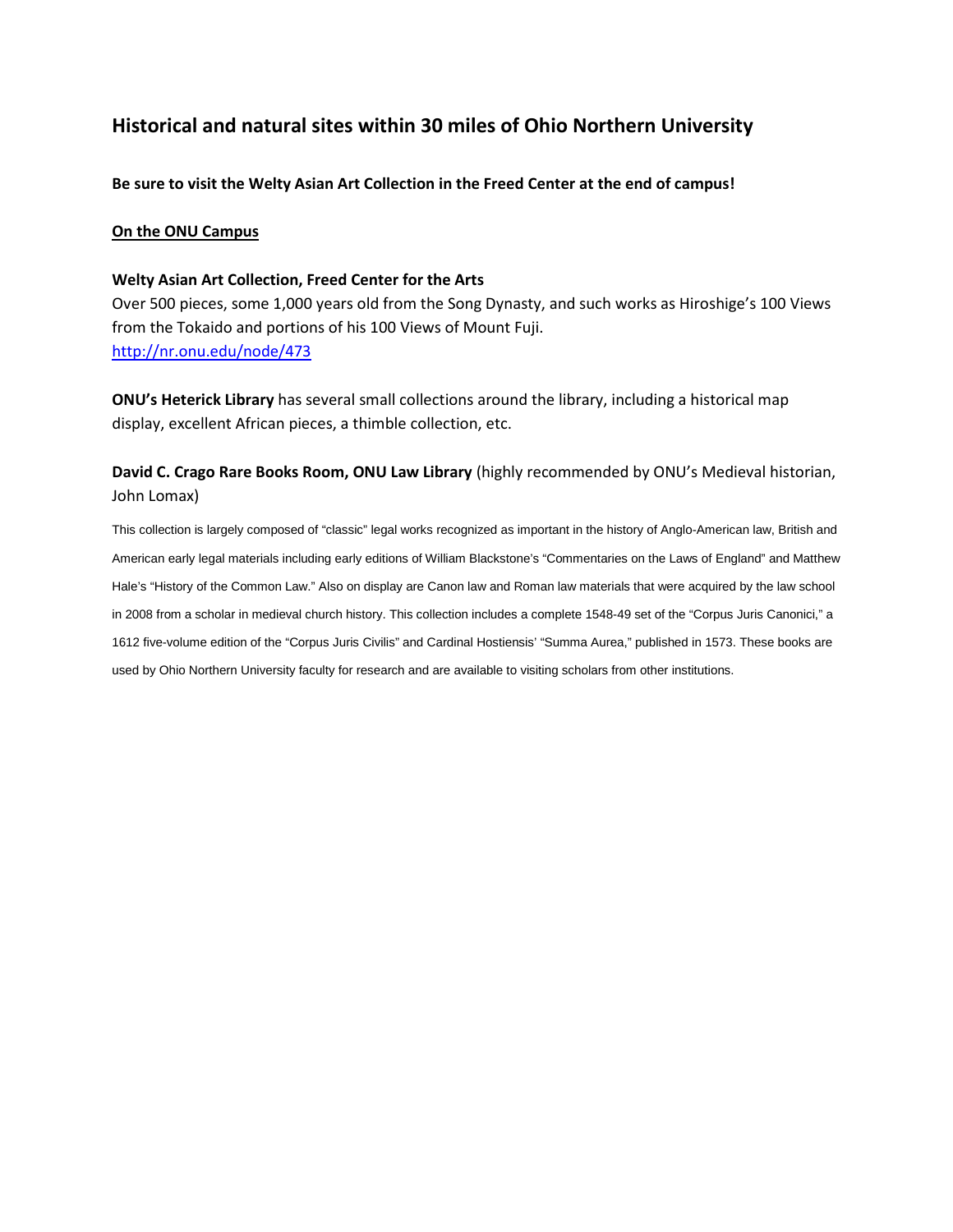# Historical and natural sites within 30 miles of Ohio Northern University

**Be sure to visit the Welty Asian Art Collection in the Freed Center at the end of campus!**

## On the ONU Campus

**Welty Asian Art Collection, Freed Center for the Arts**
Over 500 pieces, some 1,000 years old from the Song Dynasty, and such works as Hiroshige's 100 Views from the Tokaido and portions of his 100 Views of Mount Fuji.
http://nr.onu.edu/node/473

**ONU's Heterick Library** has several small collections around the library, including a historical map display, excellent African pieces, a thimble collection, etc.

**David C. Crago Rare Books Room, ONU Law Library** (highly recommended by ONU's Medieval historian, John Lomax)

This collection is largely composed of "classic" legal works recognized as important in the history of Anglo-American law, British and American early legal materials including early editions of William Blackstone's "Commentaries on the Laws of England" and Matthew Hale's "History of the Common Law." Also on display are Canon law and Roman law materials that were acquired by the law school in 2008 from a scholar in medieval church history. This collection includes a complete 1548-49 set of the "Corpus Juris Canonici," a 1612 five-volume edition of the "Corpus Juris Civilis" and Cardinal Hostiensis' "Summa Aurea," published in 1573. These books are used by Ohio Northern University faculty for research and are available to visiting scholars from other institutions.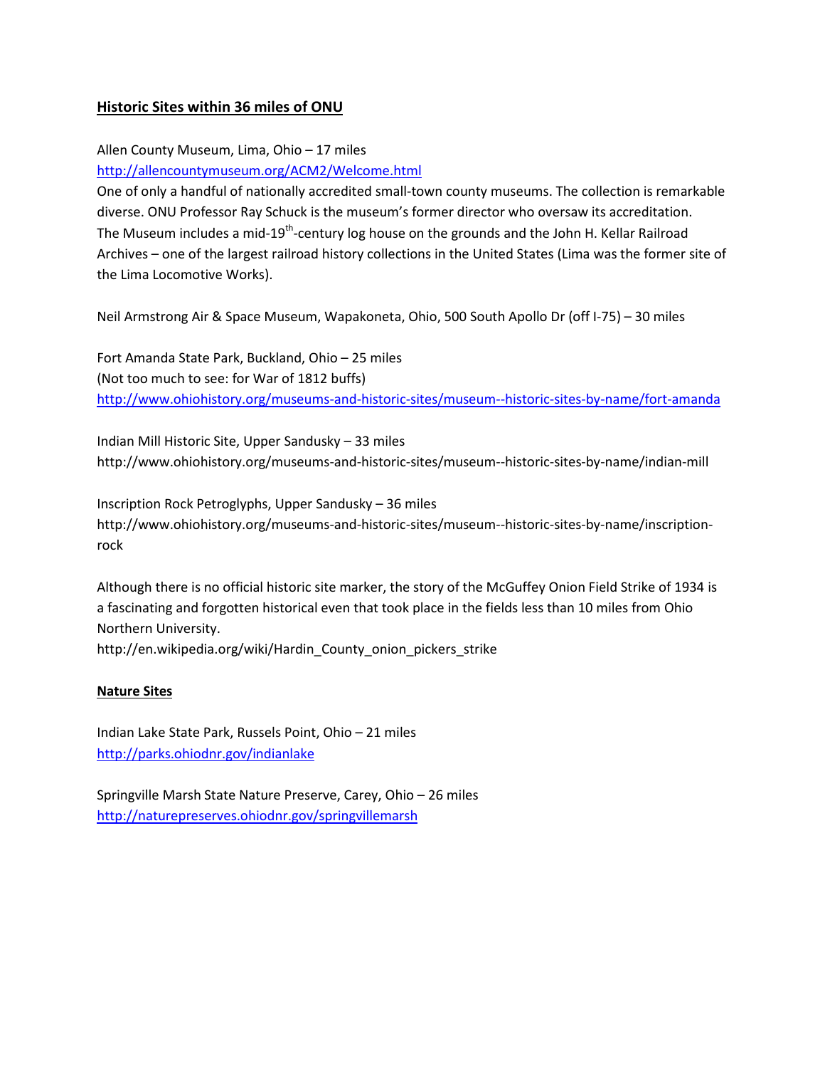**<u>Historic Sites within 36 miles of ONU</u>**

Allen County Museum, Lima, Ohio – 17 miles
http://allencountymuseum.org/ACM2/Welcome.html
One of only a handful of nationally accredited small-town county museums. The collection is remarkable diverse. ONU Professor Ray Schuck is the museum's former director who oversaw its accreditation. The Museum includes a mid-19th-century log house on the grounds and the John H. Kellar Railroad Archives – one of the largest railroad history collections in the United States (Lima was the former site of the Lima Locomotive Works).

Neil Armstrong Air & Space Museum, Wapakoneta, Ohio, 500 South Apollo Dr (off I-75) – 30 miles

Fort Amanda State Park, Buckland, Ohio – 25 miles
(Not too much to see: for War of 1812 buffs)
http://www.ohiohistory.org/museums-and-historic-sites/museum--historic-sites-by-name/fort-amanda

Indian Mill Historic Site, Upper Sandusky – 33 miles
http://www.ohiohistory.org/museums-and-historic-sites/museum--historic-sites-by-name/indian-mill

Inscription Rock Petroglyphs, Upper Sandusky – 36 miles
http://www.ohiohistory.org/museums-and-historic-sites/museum--historic-sites-by-name/inscription-rock

Although there is no official historic site marker, the story of the McGuffey Onion Field Strike of 1934 is a fascinating and forgotten historical even that took place in the fields less than 10 miles from Ohio Northern University.
http://en.wikipedia.org/wiki/Hardin_County_onion_pickers_strike

**<u>Nature Sites</u>**

Indian Lake State Park, Russels Point, Ohio – 21 miles
http://parks.ohiodnr.gov/indianlake

Springville Marsh State Nature Preserve, Carey, Ohio – 26 miles
http://naturepreserves.ohiodnr.gov/springvillemarsh